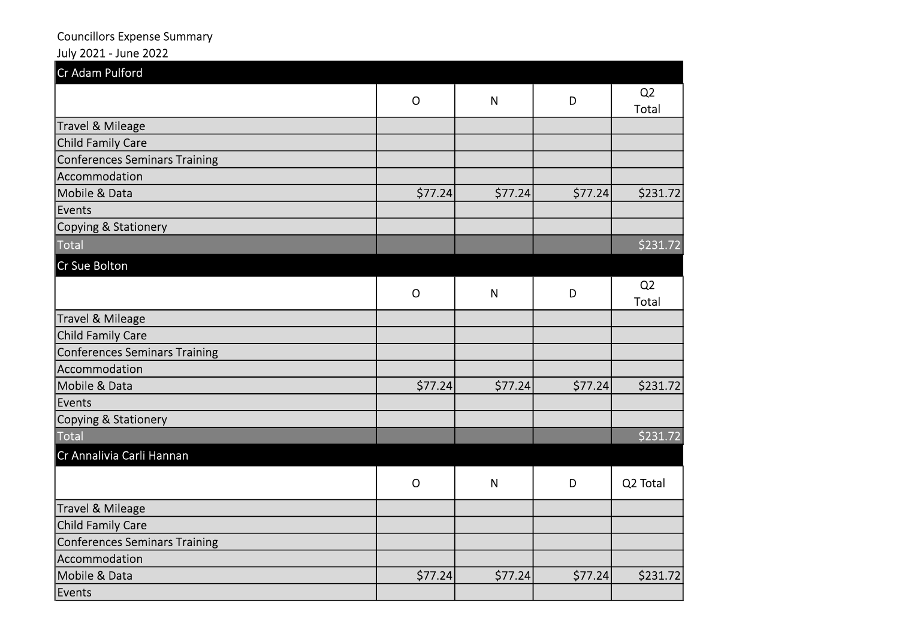Councillors Expense Summary
July 2021 - June 2022

| Cr Adam Pulford | | | | |
|---|---|---|---|---|
| | O | N | D | Q2 Total |
| Travel & Mileage | | | | |
| Child Family Care | | | | |
| Conferences Seminars Training | | | | |
| Accommodation | | | | |
| Mobile & Data | $77.24 | $77.24 | $77.24 | $231.72 |
| Events | | | | |
| Copying & Stationery | | | | |
| Total | | | | $231.72 |

| Cr Sue Bolton | | | | |
|---|---|---|---|---|
| | O | N | D | Q2 Total |
| Travel & Mileage | | | | |
| Child Family Care | | | | |
| Conferences Seminars Training | | | | |
| Accommodation | | | | |
| Mobile & Data | $77.24 | $77.24 | $77.24 | $231.72 |
| Events | | | | |
| Copying & Stationery | | | | |
| Total | | | | $231.72 |

| Cr Annalivia Carli Hannan | | | | |
|---|---|---|---|---|
| | O | N | D | Q2 Total |
| Travel & Mileage | | | | |
| Child Family Care | | | | |
| Conferences Seminars Training | | | | |
| Accommodation | | | | |
| Mobile & Data | $77.24 | $77.24 | $77.24 | $231.72 |
| Events | | | | |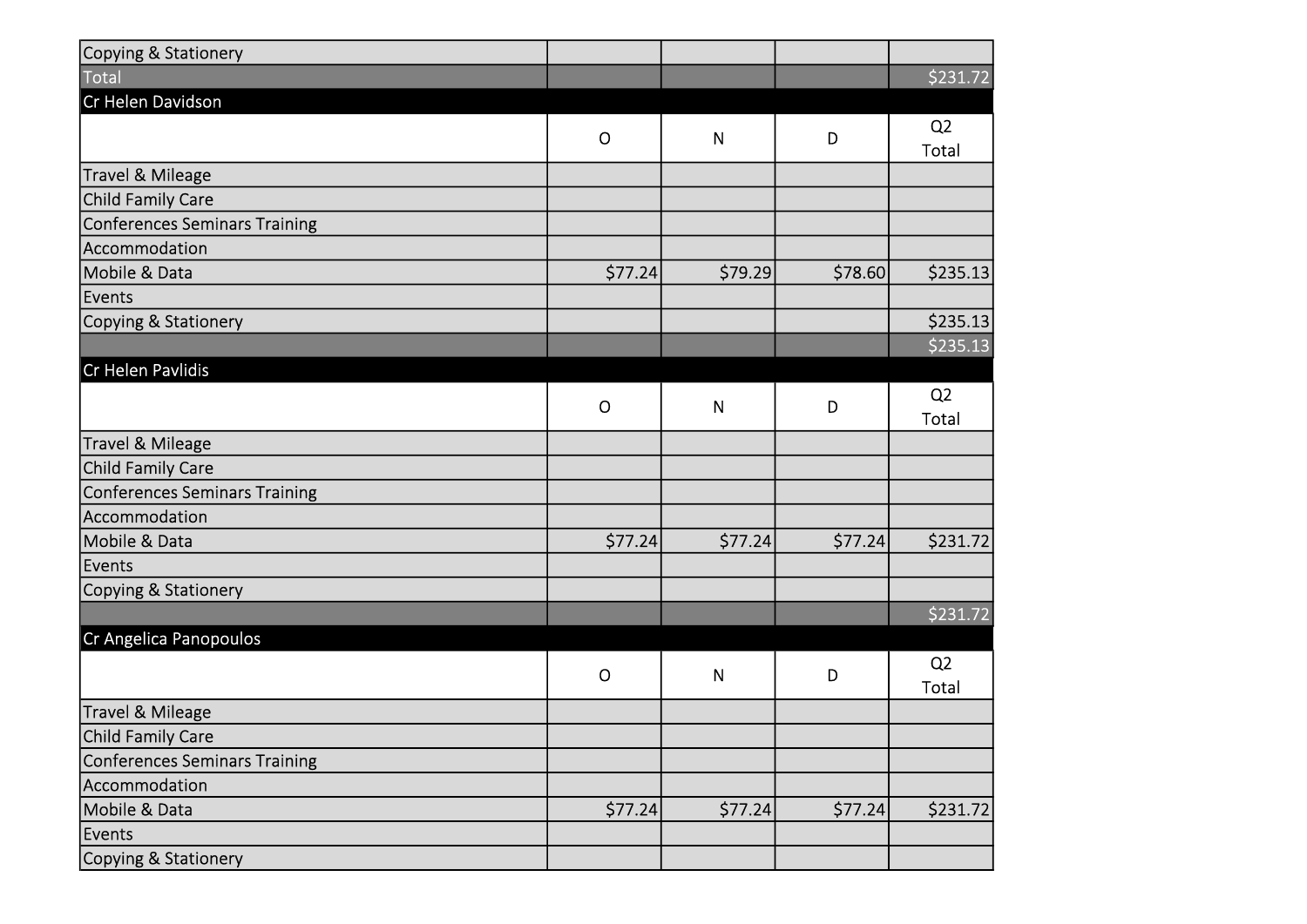| | | | | |
|---|---|---|---|---|
| Copying & Stationery | | | | |
| Total | | | | $231.72 |

**Cr Helen Davidson**

| | O | N | D | Q2 Total |
|---|---|---|---|---|
| Travel & Mileage | | | | |
| Child Family Care | | | | |
| Conferences Seminars Training | | | | |
| Accommodation | | | | |
| Mobile & Data | $77.24 | $79.29 | $78.60 | $235.13 |
| Events | | | | |
| Copying & Stationery | | | | $235.13 |
| | | | | $235.13 |

**Cr Helen Pavlidis**

| | O | N | D | Q2 Total |
|---|---|---|---|---|
| Travel & Mileage | | | | |
| Child Family Care | | | | |
| Conferences Seminars Training | | | | |
| Accommodation | | | | |
| Mobile & Data | $77.24 | $77.24 | $77.24 | $231.72 |
| Events | | | | |
| Copying & Stationery | | | | |
| | | | | $231.72 |

**Cr Angelica Panopoulos**

| | O | N | D | Q2 Total |
|---|---|---|---|---|
| Travel & Mileage | | | | |
| Child Family Care | | | | |
| Conferences Seminars Training | | | | |
| Accommodation | | | | |
| Mobile & Data | $77.24 | $77.24 | $77.24 | $231.72 |
| Events | | | | |
| Copying & Stationery | | | | |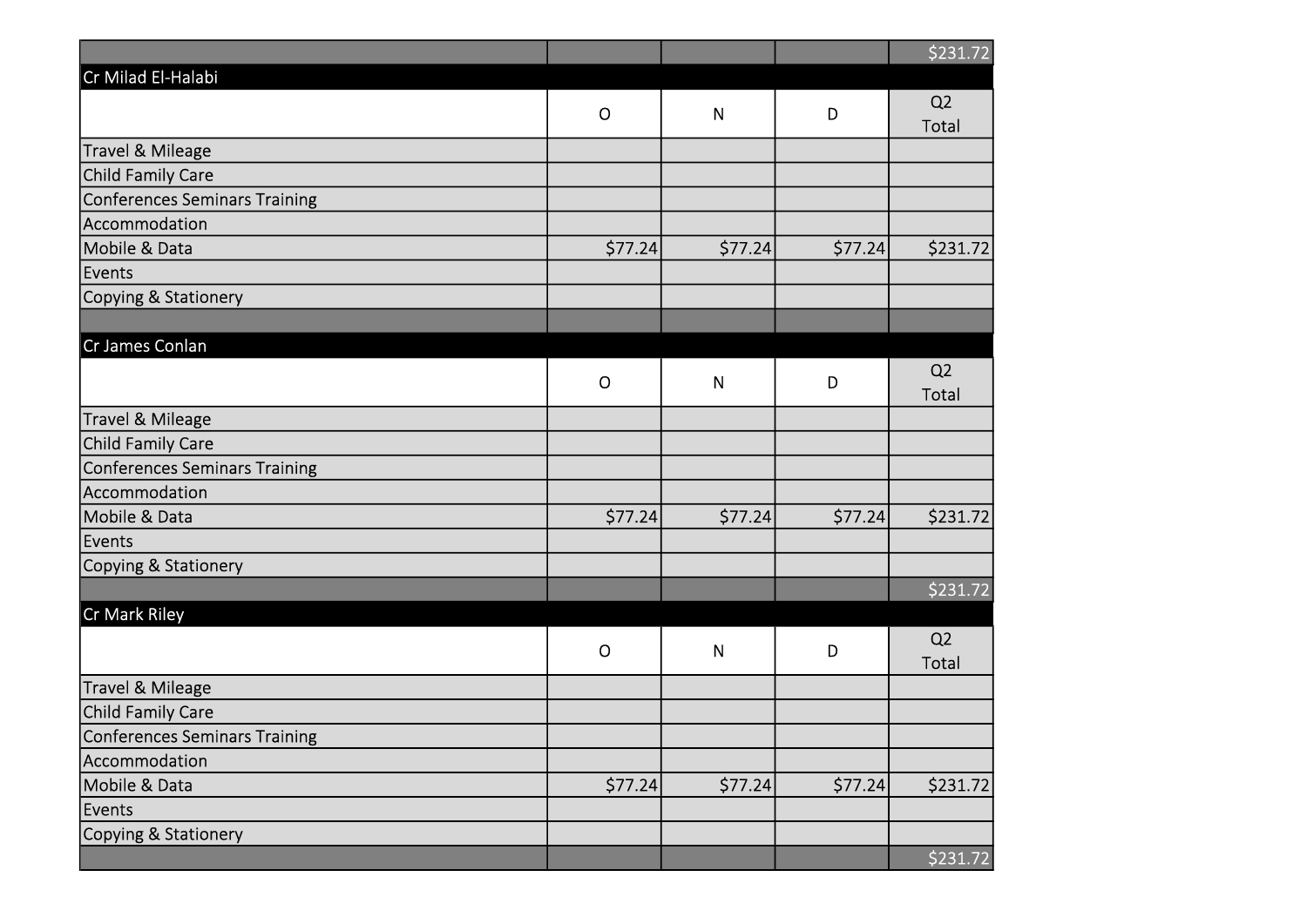| | | | | $231.72 |
|---|---|---|---|---|

**Cr Milad El-Halabi**

| | O | N | D | Q2 Total |
|---|---|---|---|---|
| Travel & Mileage | | | | |
| Child Family Care | | | | |
| Conferences Seminars Training | | | | |
| Accommodation | | | | |
| Mobile & Data | $77.24 | $77.24 | $77.24 | $231.72 |
| Events | | | | |
| Copying & Stationery | | | | |
| | | | | |

**Cr James Conlan**

| | O | N | D | Q2 Total |
|---|---|---|---|---|
| Travel & Mileage | | | | |
| Child Family Care | | | | |
| Conferences Seminars Training | | | | |
| Accommodation | | | | |
| Mobile & Data | $77.24 | $77.24 | $77.24 | $231.72 |
| Events | | | | |
| Copying & Stationery | | | | |
| | | | | $231.72 |

**Cr Mark Riley**

| | O | N | D | Q2 Total |
|---|---|---|---|---|
| Travel & Mileage | | | | |
| Child Family Care | | | | |
| Conferences Seminars Training | | | | |
| Accommodation | | | | |
| Mobile & Data | $77.24 | $77.24 | $77.24 | $231.72 |
| Events | | | | |
| Copying & Stationery | | | | |
| | | | | $231.72 |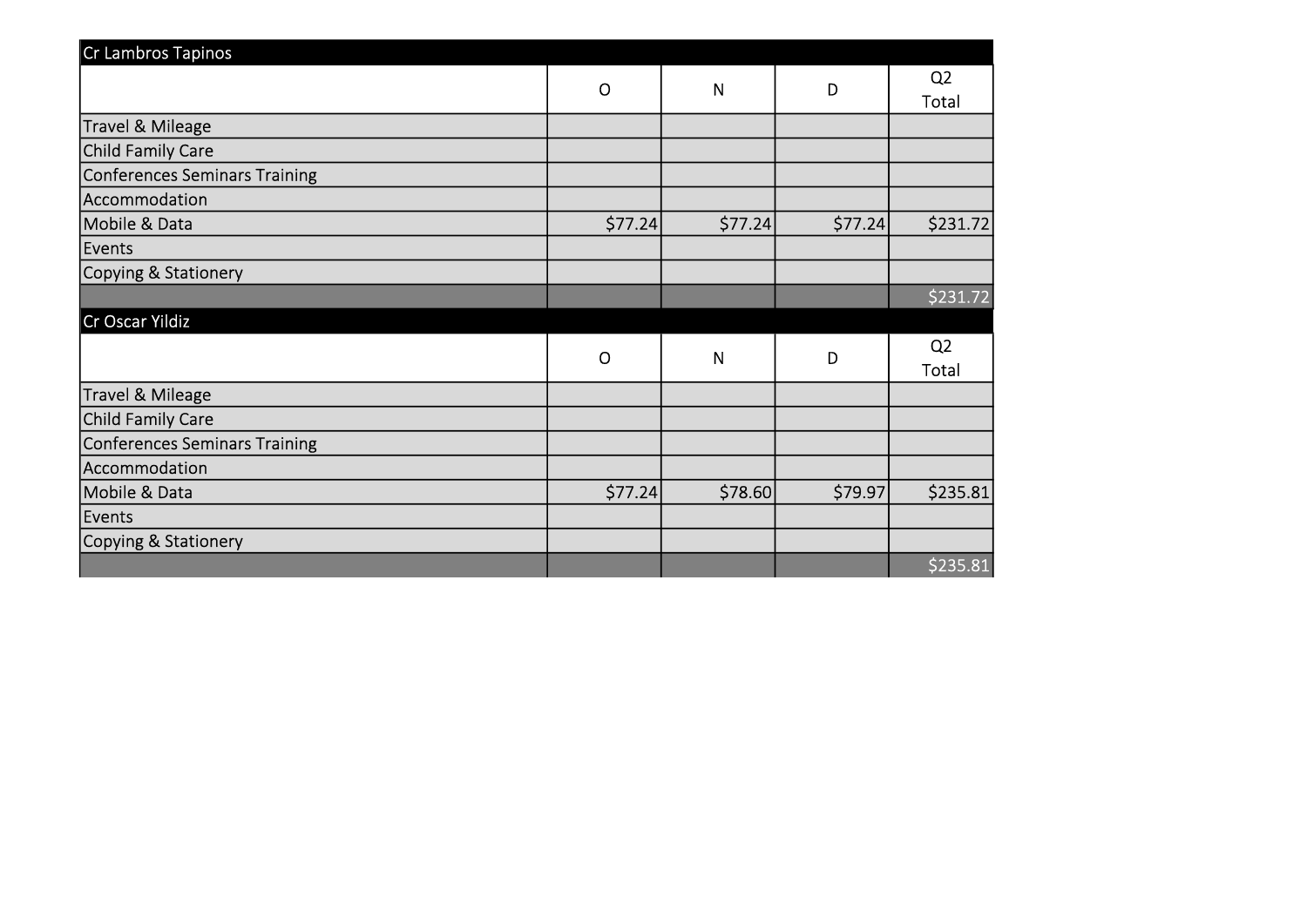| Cr Lambros Tapinos | | | | |
|---|---|---|---|---|
| | O | N | D | Q2 Total |
| Travel & Mileage | | | | |
| Child Family Care | | | | |
| Conferences Seminars Training | | | | |
| Accommodation | | | | |
| Mobile & Data | $77.24 | $77.24 | $77.24 | $231.72 |
| Events | | | | |
| Copying & Stationery | | | | |
| | | | | $231.72 |

| Cr Oscar Yildiz | | | | |
|---|---|---|---|---|
| | O | N | D | Q2 Total |
| Travel & Mileage | | | | |
| Child Family Care | | | | |
| Conferences Seminars Training | | | | |
| Accommodation | | | | |
| Mobile & Data | $77.24 | $78.60 | $79.97 | $235.81 |
| Events | | | | |
| Copying & Stationery | | | | |
| | | | | $235.81 |